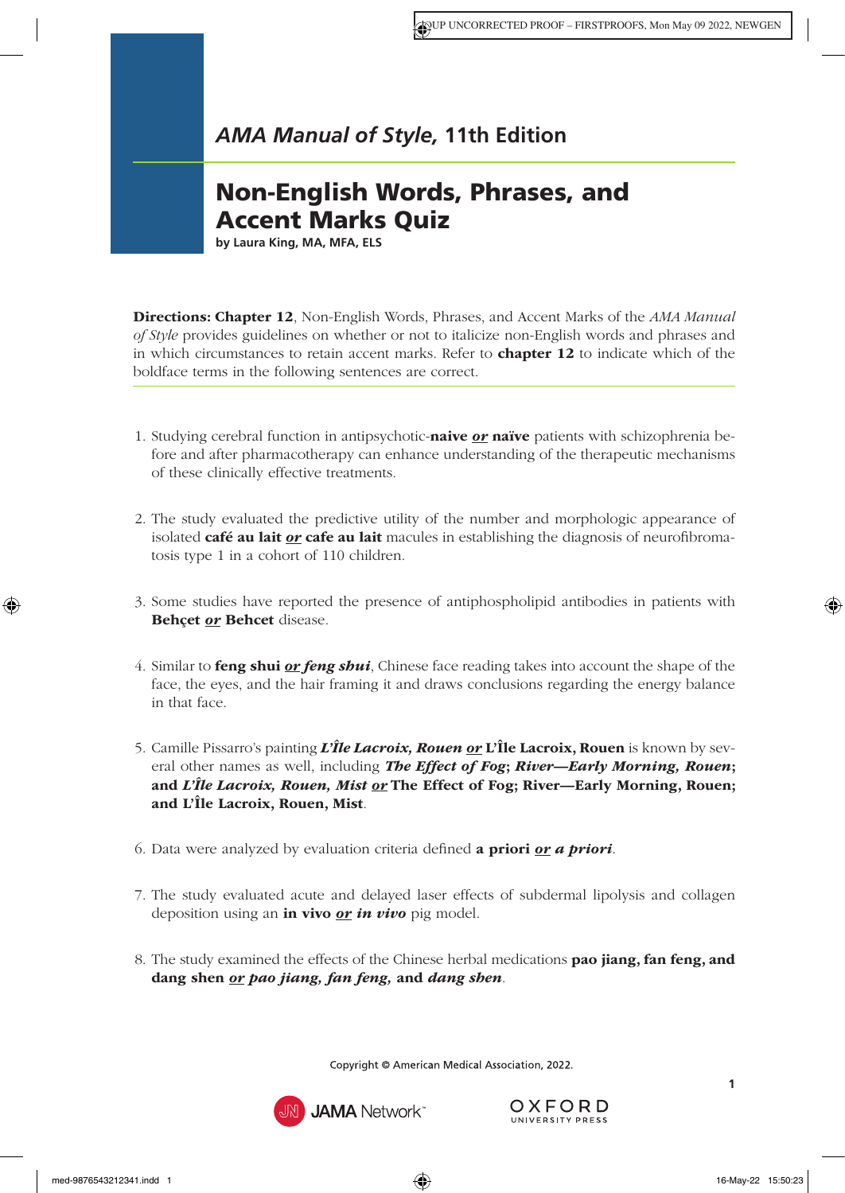*AMA Manual of Style,* **11th Edition**

# Non-English Words, Phrases, and Accent Marks Quiz

**by Laura King, MA, MFA, ELS**

**Directions: Chapter 12**, Non-English Words, Phrases, and Accent Marks of the *AMA Manual of Style* provides guidelines on whether or not to italicize non-English words and phrases and in which circumstances to retain accent marks. Refer to **chapter 12** to indicate which of the boldface terms in the following sentences are correct.

1. Studying cerebral function in antipsychotic-**naive** ***or*** **naïve** patients with schizophrenia before and after pharmacotherapy can enhance understanding of the therapeutic mechanisms of these clinically effective treatments.

2. The study evaluated the predictive utility of the number and morphologic appearance of isolated **café au lait** ***or*** **cafe au lait** macules in establishing the diagnosis of neurofibromatosis type 1 in a cohort of 110 children.

3. Some studies have reported the presence of antiphospholipid antibodies in patients with **Behçet** ***or*** **Behcet** disease.

4. Similar to **feng shui** ***or feng shui***, Chinese face reading takes into account the shape of the face, the eyes, and the hair framing it and draws conclusions regarding the energy balance in that face.

5. Camille Pissarro's painting ***L'Île Lacroix, Rouen*** ***or*** **L'Île Lacroix, Rouen** is known by several other names as well, including ***The Effect of Fog*****;** ***River—Early Morning, Rouen*****; and** ***L'Île Lacroix, Rouen, Mist*** ***or*** **The Effect of Fog; River—Early Morning, Rouen; and L'Île Lacroix, Rouen, Mist**.

6. Data were analyzed by evaluation criteria defined **a priori** ***or a priori***.

7. The study evaluated acute and delayed laser effects of subdermal lipolysis and collagen deposition using an **in vivo** ***or in vivo*** pig model.

8. The study examined the effects of the Chinese herbal medications **pao jiang, fan feng, and dang shen** ***or pao jiang, fan feng,*** **and** ***dang shen***.

Copyright © American Medical Association, 2022.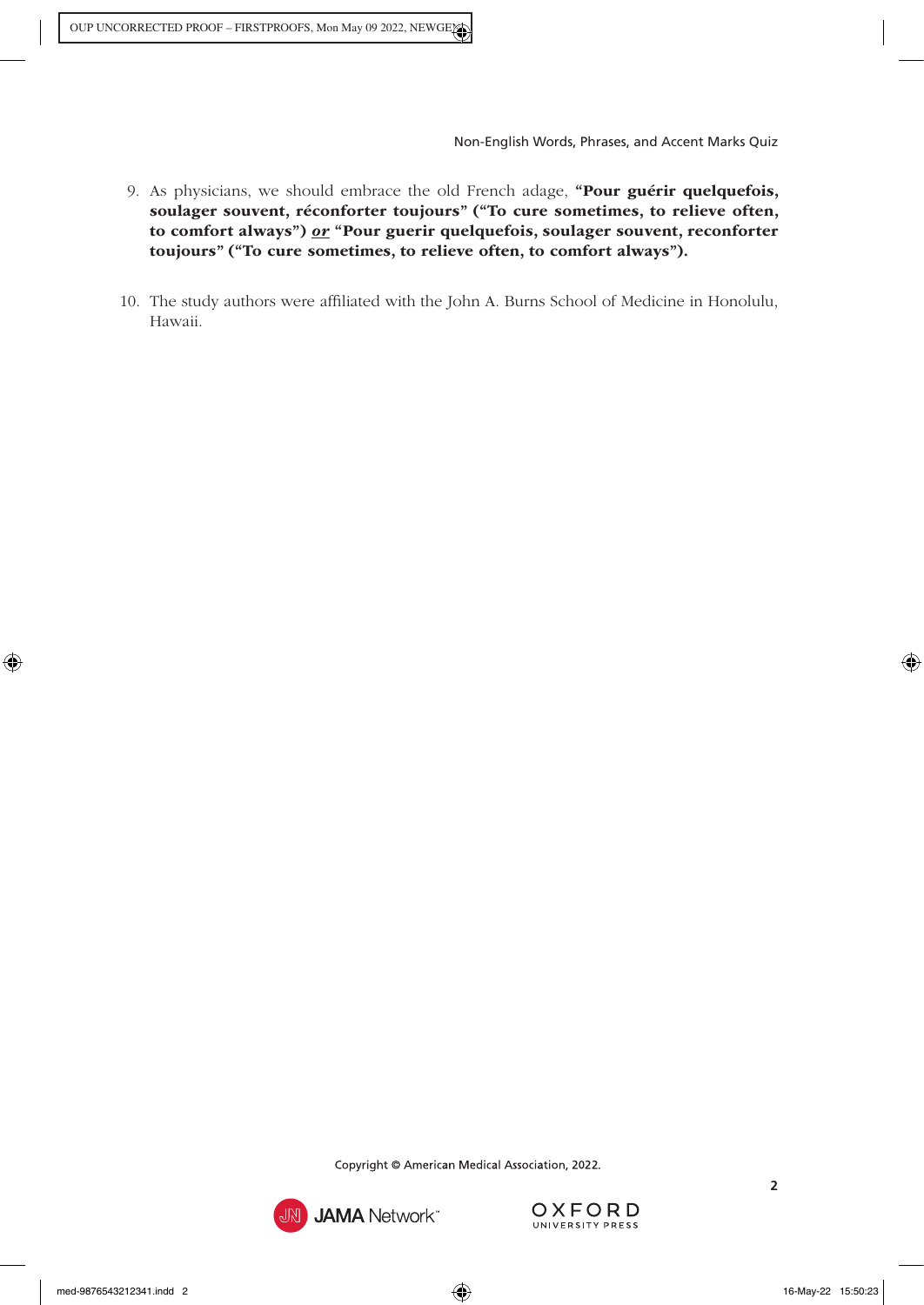9. As physicians, we should embrace the old French adage, **"Pour guérir quelquefois, soulager souvent, réconforter toujours" ("To cure sometimes, to relieve often, to comfort always")** ***<u>or</u>*** **"Pour guerir quelquefois, soulager souvent, reconforter toujours" ("To cure sometimes, to relieve often, to comfort always").**

10. The study authors were affiliated with the John A. Burns School of Medicine in Honolulu, Hawaii.

Copyright © American Medical Association, 2022.